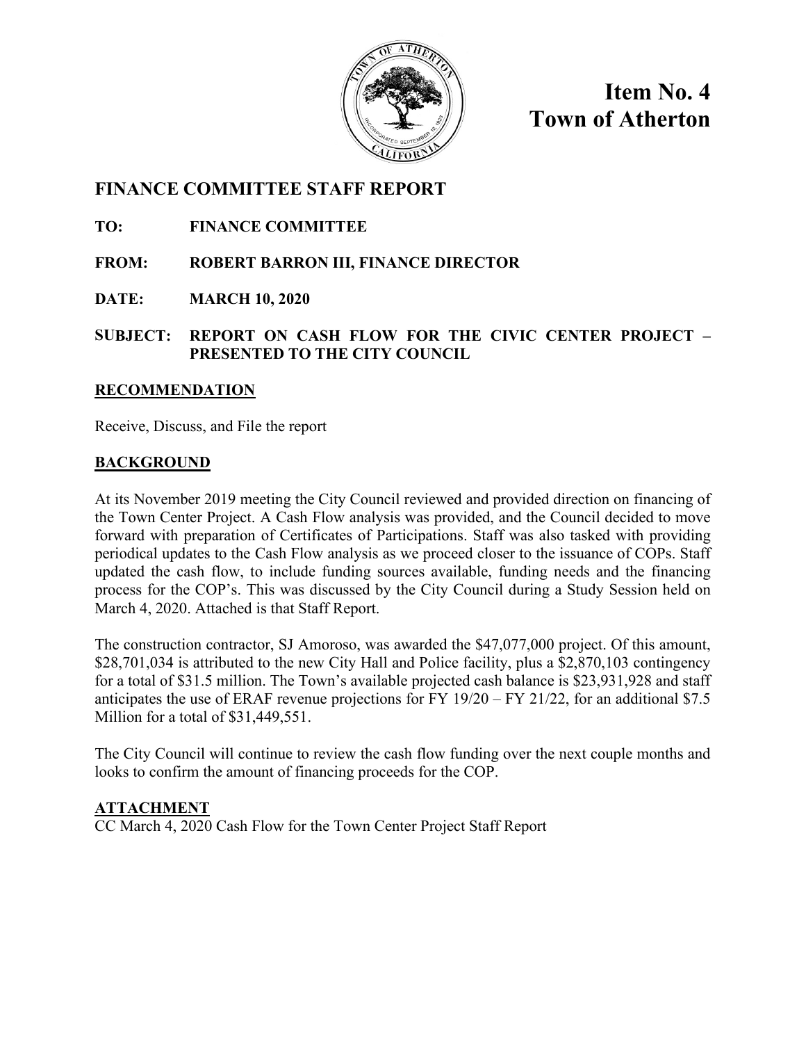# Item No. 4
# Town of Atherton

## FINANCE COMMITTEE STAFF REPORT

**TO:** **FINANCE COMMITTEE**

**FROM:** **ROBERT BARRON III, FINANCE DIRECTOR**

**DATE:** **MARCH 10, 2020**

**SUBJECT:** **REPORT ON CASH FLOW FOR THE CIVIC CENTER PROJECT – PRESENTED TO THE CITY COUNCIL**

### RECOMMENDATION

Receive, Discuss, and File the report

### BACKGROUND

At its November 2019 meeting the City Council reviewed and provided direction on financing of the Town Center Project. A Cash Flow analysis was provided, and the Council decided to move forward with preparation of Certificates of Participations. Staff was also tasked with providing periodical updates to the Cash Flow analysis as we proceed closer to the issuance of COPs. Staff updated the cash flow, to include funding sources available, funding needs and the financing process for the COP's. This was discussed by the City Council during a Study Session held on March 4, 2020. Attached is that Staff Report.

The construction contractor, SJ Amoroso, was awarded the $47,077,000 project. Of this amount, $28,701,034 is attributed to the new City Hall and Police facility, plus a $2,870,103 contingency for a total of $31.5 million. The Town's available projected cash balance is $23,931,928 and staff anticipates the use of ERAF revenue projections for FY 19/20 – FY 21/22, for an additional $7.5 Million for a total of $31,449,551.

The City Council will continue to review the cash flow funding over the next couple months and looks to confirm the amount of financing proceeds for the COP.

### ATTACHMENT

CC March 4, 2020 Cash Flow for the Town Center Project Staff Report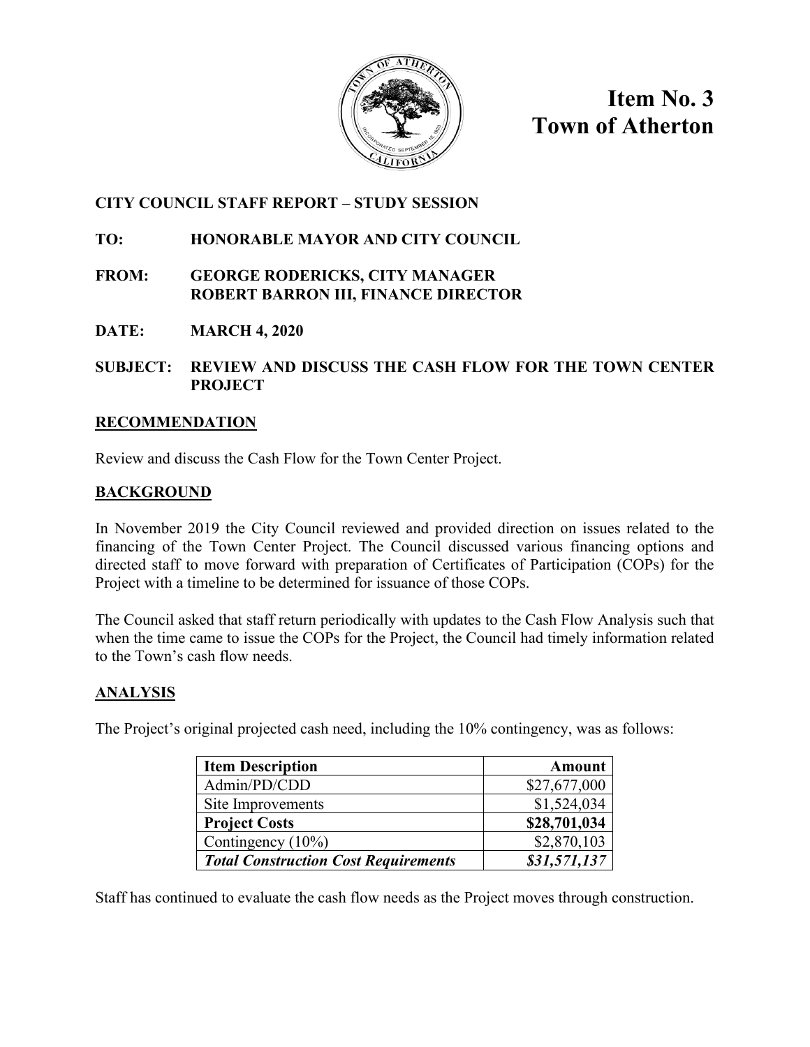# Item No. 3
# Town of Atherton

**CITY COUNCIL STAFF REPORT – STUDY SESSION**

**TO:** HONORABLE MAYOR AND CITY COUNCIL

**FROM:** GEORGE RODERICKS, CITY MANAGER
ROBERT BARRON III, FINANCE DIRECTOR

**DATE:** MARCH 4, 2020

**SUBJECT:** REVIEW AND DISCUSS THE CASH FLOW FOR THE TOWN CENTER PROJECT

## RECOMMENDATION

Review and discuss the Cash Flow for the Town Center Project.

## BACKGROUND

In November 2019 the City Council reviewed and provided direction on issues related to the financing of the Town Center Project. The Council discussed various financing options and directed staff to move forward with preparation of Certificates of Participation (COPs) for the Project with a timeline to be determined for issuance of those COPs.

The Council asked that staff return periodically with updates to the Cash Flow Analysis such that when the time came to issue the COPs for the Project, the Council had timely information related to the Town's cash flow needs.

## ANALYSIS

The Project's original projected cash need, including the 10% contingency, was as follows:

| Item Description | Amount |
|---|---:|
| Admin/PD/CDD | $27,677,000 |
| Site Improvements | $1,524,034 |
| **Project Costs** | **$28,701,034** |
| Contingency (10%) | $2,870,103 |
| ***Total Construction Cost Requirements*** | ***$31,571,137*** |

Staff has continued to evaluate the cash flow needs as the Project moves through construction.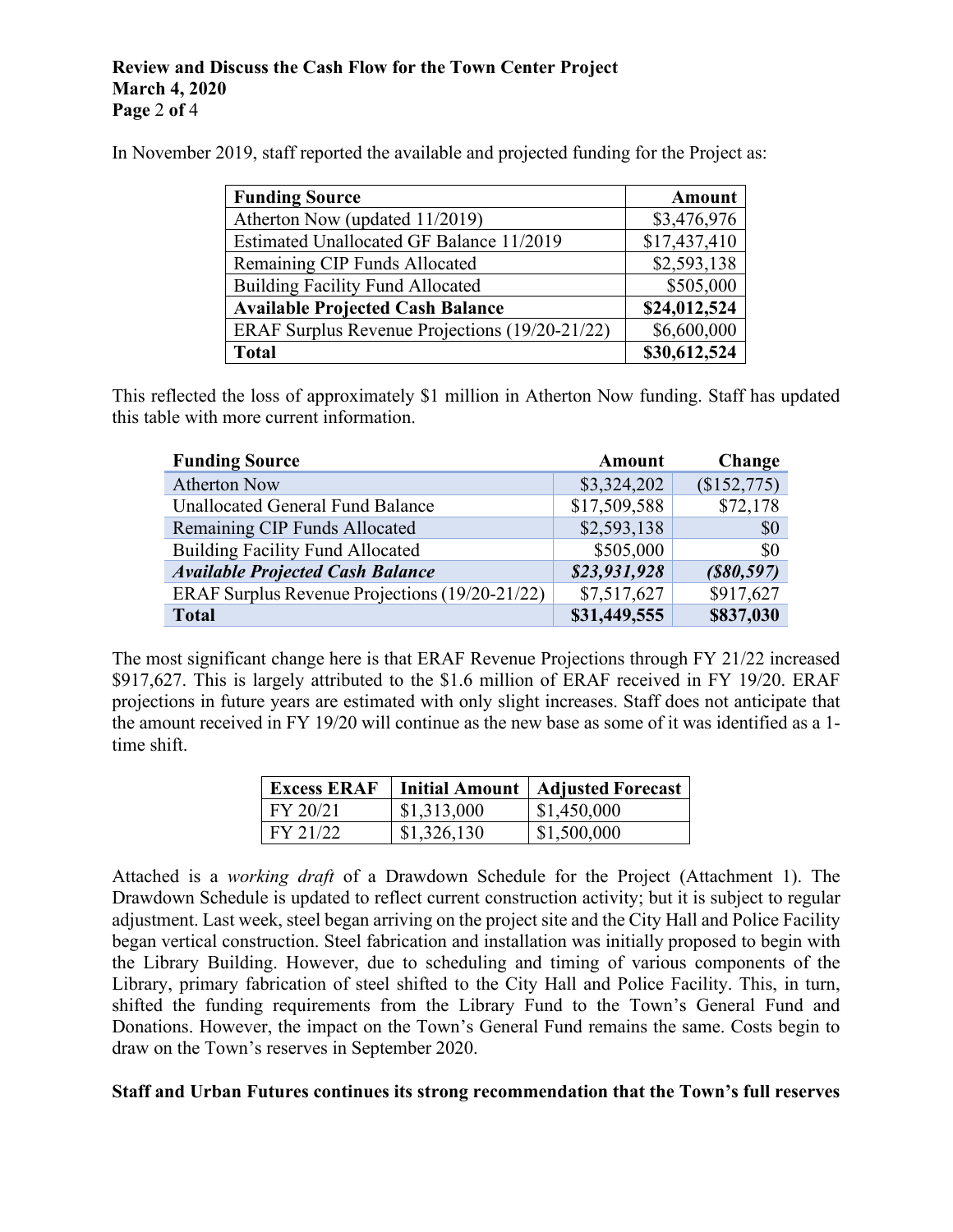In November 2019, staff reported the available and projected funding for the Project as:

| Funding Source | Amount |
|---|---:|
| Atherton Now (updated 11/2019) | $3,476,976 |
| Estimated Unallocated GF Balance 11/2019 | $17,437,410 |
| Remaining CIP Funds Allocated | $2,593,138 |
| Building Facility Fund Allocated | $505,000 |
| **Available Projected Cash Balance** | **$24,012,524** |
| ERAF Surplus Revenue Projections (19/20-21/22) | $6,600,000 |
| **Total** | **$30,612,524** |

This reflected the loss of approximately $1 million in Atherton Now funding. Staff has updated this table with more current information.

| Funding Source | Amount | Change |
|---|---:|---:|
| Atherton Now | $3,324,202 | ($152,775) |
| Unallocated General Fund Balance | $17,509,588 | $72,178 |
| Remaining CIP Funds Allocated | $2,593,138 | $0 |
| Building Facility Fund Allocated | $505,000 | $0 |
| ***Available Projected Cash Balance*** | ***$23,931,928*** | ***($80,597)*** |
| ERAF Surplus Revenue Projections (19/20-21/22) | $7,517,627 | $917,627 |
| **Total** | **$31,449,555** | **$837,030** |

The most significant change here is that ERAF Revenue Projections through FY 21/22 increased $917,627. This is largely attributed to the $1.6 million of ERAF received in FY 19/20. ERAF projections in future years are estimated with only slight increases. Staff does not anticipate that the amount received in FY 19/20 will continue as the new base as some of it was identified as a 1-time shift.

| Excess ERAF | Initial Amount | Adjusted Forecast |
|---|---|---|
| FY 20/21 | $1,313,000 | $1,450,000 |
| FY 21/22 | $1,326,130 | $1,500,000 |

Attached is a *working draft* of a Drawdown Schedule for the Project (Attachment 1). The Drawdown Schedule is updated to reflect current construction activity; but it is subject to regular adjustment. Last week, steel began arriving on the project site and the City Hall and Police Facility began vertical construction. Steel fabrication and installation was initially proposed to begin with the Library Building. However, due to scheduling and timing of various components of the Library, primary fabrication of steel shifted to the City Hall and Police Facility. This, in turn, shifted the funding requirements from the Library Fund to the Town's General Fund and Donations. However, the impact on the Town's General Fund remains the same. Costs begin to draw on the Town's reserves in September 2020.

**Staff and Urban Futures continues its strong recommendation that the Town's full reserves**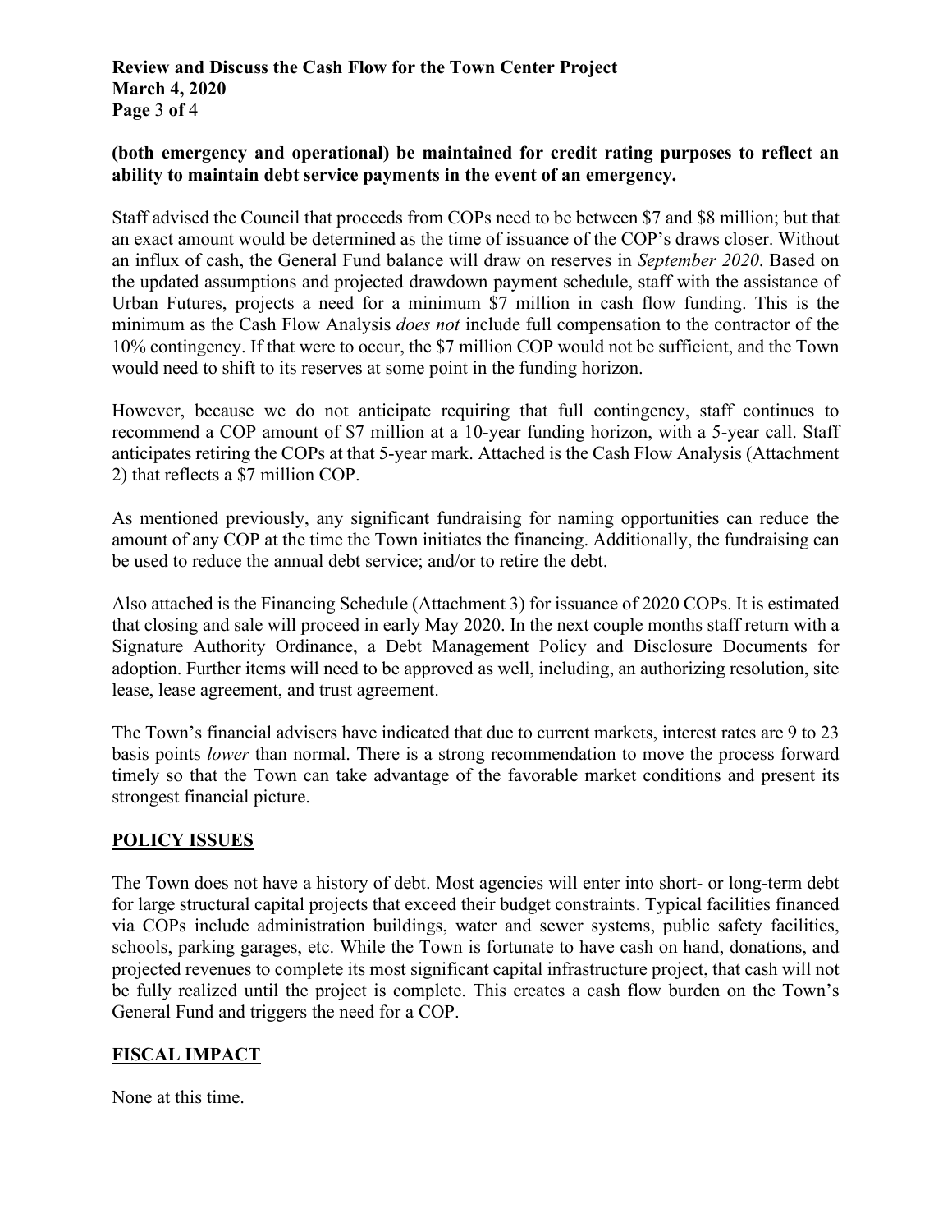**(both emergency and operational) be maintained for credit rating purposes to reflect an ability to maintain debt service payments in the event of an emergency.**

Staff advised the Council that proceeds from COPs need to be between $7 and $8 million; but that an exact amount would be determined as the time of issuance of the COP's draws closer. Without an influx of cash, the General Fund balance will draw on reserves in *September 2020*. Based on the updated assumptions and projected drawdown payment schedule, staff with the assistance of Urban Futures, projects a need for a minimum $7 million in cash flow funding. This is the minimum as the Cash Flow Analysis *does not* include full compensation to the contractor of the 10% contingency. If that were to occur, the $7 million COP would not be sufficient, and the Town would need to shift to its reserves at some point in the funding horizon.

However, because we do not anticipate requiring that full contingency, staff continues to recommend a COP amount of $7 million at a 10-year funding horizon, with a 5-year call. Staff anticipates retiring the COPs at that 5-year mark. Attached is the Cash Flow Analysis (Attachment 2) that reflects a $7 million COP.

As mentioned previously, any significant fundraising for naming opportunities can reduce the amount of any COP at the time the Town initiates the financing. Additionally, the fundraising can be used to reduce the annual debt service; and/or to retire the debt.

Also attached is the Financing Schedule (Attachment 3) for issuance of 2020 COPs. It is estimated that closing and sale will proceed in early May 2020. In the next couple months staff return with a Signature Authority Ordinance, a Debt Management Policy and Disclosure Documents for adoption. Further items will need to be approved as well, including, an authorizing resolution, site lease, lease agreement, and trust agreement.

The Town's financial advisers have indicated that due to current markets, interest rates are 9 to 23 basis points *lower* than normal. There is a strong recommendation to move the process forward timely so that the Town can take advantage of the favorable market conditions and present its strongest financial picture.

## POLICY ISSUES

The Town does not have a history of debt. Most agencies will enter into short- or long-term debt for large structural capital projects that exceed their budget constraints. Typical facilities financed via COPs include administration buildings, water and sewer systems, public safety facilities, schools, parking garages, etc. While the Town is fortunate to have cash on hand, donations, and projected revenues to complete its most significant capital infrastructure project, that cash will not be fully realized until the project is complete. This creates a cash flow burden on the Town's General Fund and triggers the need for a COP.

## FISCAL IMPACT

None at this time.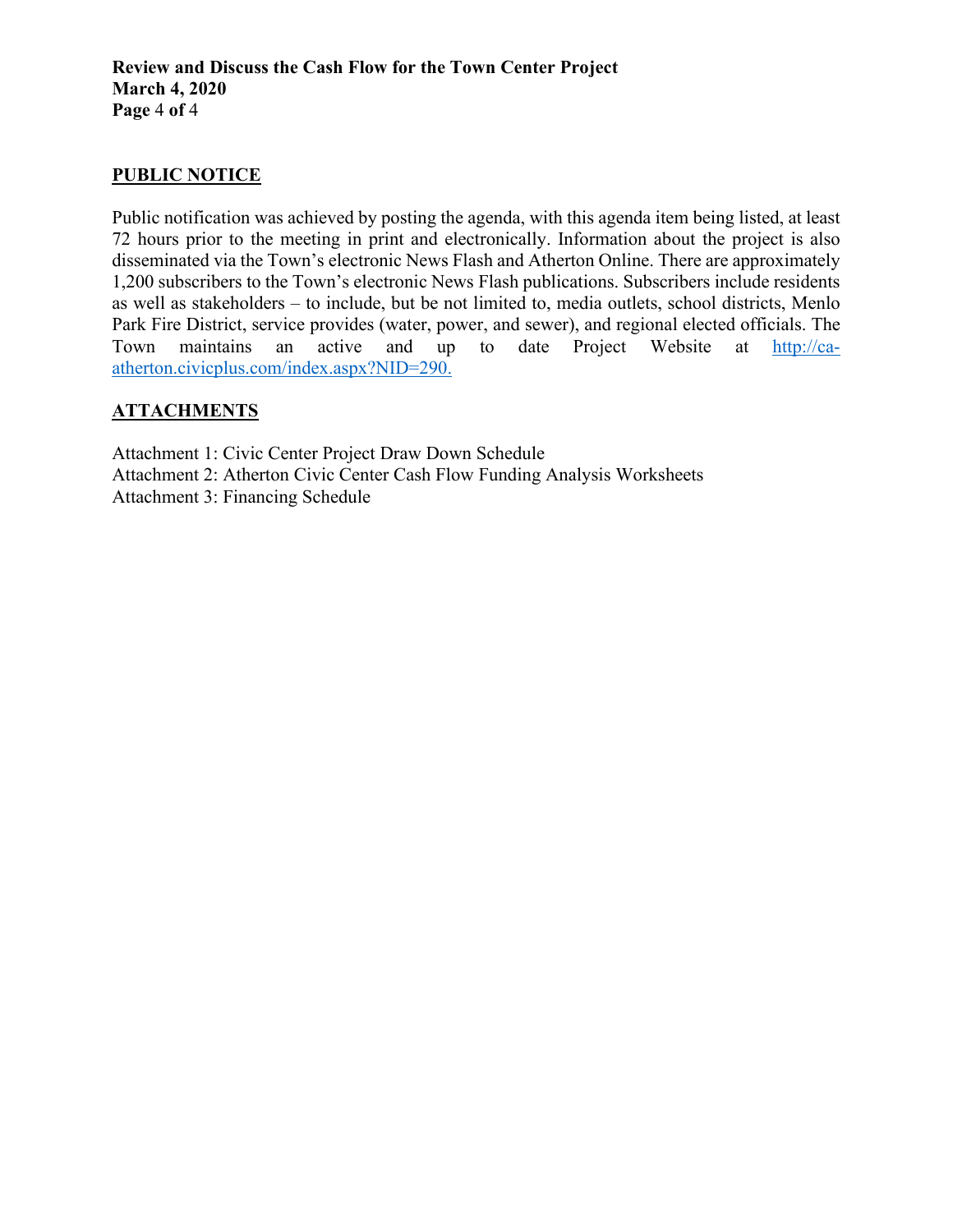## PUBLIC NOTICE

Public notification was achieved by posting the agenda, with this agenda item being listed, at least 72 hours prior to the meeting in print and electronically. Information about the project is also disseminated via the Town's electronic News Flash and Atherton Online. There are approximately 1,200 subscribers to the Town's electronic News Flash publications. Subscribers include residents as well as stakeholders – to include, but be not limited to, media outlets, school districts, Menlo Park Fire District, service provides (water, power, and sewer), and regional elected officials. The Town maintains an active and up to date Project Website at http://ca-atherton.civicplus.com/index.aspx?NID=290.

## ATTACHMENTS

Attachment 1: Civic Center Project Draw Down Schedule
Attachment 2: Atherton Civic Center Cash Flow Funding Analysis Worksheets
Attachment 3: Financing Schedule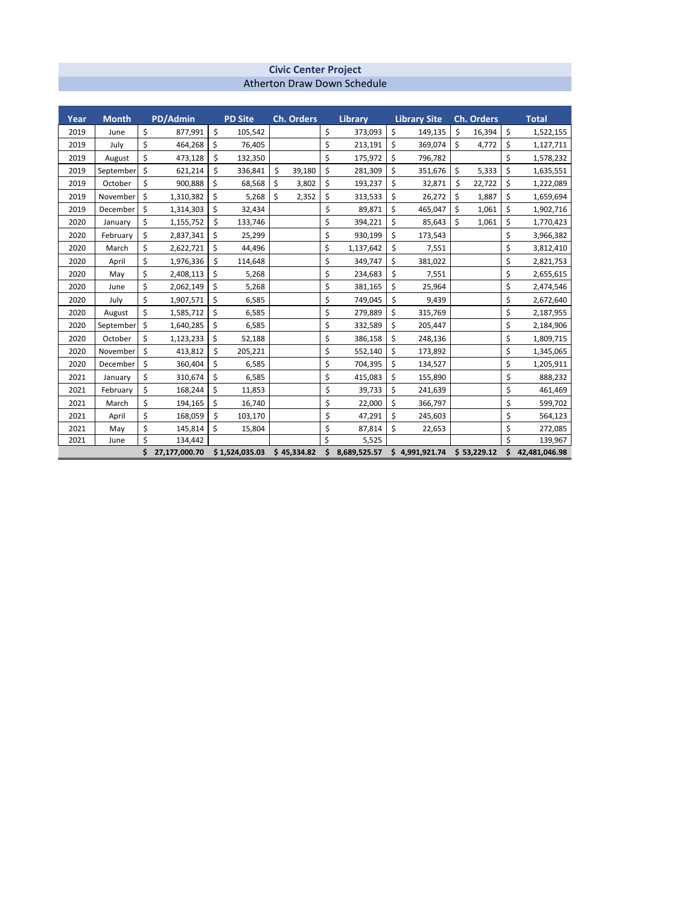## Civic Center Project

Atherton Draw Down Schedule

| Year | Month | PD/Admin | PD Site | Ch. Orders | Library | Library Site | Ch. Orders | Total |
|---|---|---|---|---|---|---|---|---|
| 2019 | June | $ 877,991 | $ 105,542 | | $ 373,093 | $ 149,135 | $ 16,394 | $ 1,522,155 |
| 2019 | July | $ 464,268 | $ 76,405 | | $ 213,191 | $ 369,074 | $ 4,772 | $ 1,127,711 |
| 2019 | August | $ 473,128 | $ 132,350 | | $ 175,972 | $ 796,782 | | $ 1,578,232 |
| 2019 | September | $ 621,214 | $ 336,841 | $ 39,180 | $ 281,309 | $ 351,676 | $ 5,333 | $ 1,635,551 |
| 2019 | October | $ 900,888 | $ 68,568 | $ 3,802 | $ 193,237 | $ 32,871 | $ 22,722 | $ 1,222,089 |
| 2019 | November | $ 1,310,382 | $ 5,268 | $ 2,352 | $ 313,533 | $ 26,272 | $ 1,887 | $ 1,659,694 |
| 2019 | December | $ 1,314,303 | $ 32,434 | | $ 89,871 | $ 465,047 | $ 1,061 | $ 1,902,716 |
| 2020 | January | $ 1,155,752 | $ 133,746 | | $ 394,221 | $ 85,643 | $ 1,061 | $ 1,770,423 |
| 2020 | February | $ 2,837,341 | $ 25,299 | | $ 930,199 | $ 173,543 | | $ 3,966,382 |
| 2020 | March | $ 2,622,721 | $ 44,496 | | $ 1,137,642 | $ 7,551 | | $ 3,812,410 |
| 2020 | April | $ 1,976,336 | $ 114,648 | | $ 349,747 | $ 381,022 | | $ 2,821,753 |
| 2020 | May | $ 2,408,113 | $ 5,268 | | $ 234,683 | $ 7,551 | | $ 2,655,615 |
| 2020 | June | $ 2,062,149 | $ 5,268 | | $ 381,165 | $ 25,964 | | $ 2,474,546 |
| 2020 | July | $ 1,907,571 | $ 6,585 | | $ 749,045 | $ 9,439 | | $ 2,672,640 |
| 2020 | August | $ 1,585,712 | $ 6,585 | | $ 279,889 | $ 315,769 | | $ 2,187,955 |
| 2020 | September | $ 1,640,285 | $ 6,585 | | $ 332,589 | $ 205,447 | | $ 2,184,906 |
| 2020 | October | $ 1,123,233 | $ 52,188 | | $ 386,158 | $ 248,136 | | $ 1,809,715 |
| 2020 | November | $ 413,812 | $ 205,221 | | $ 552,140 | $ 173,892 | | $ 1,345,065 |
| 2020 | December | $ 360,404 | $ 6,585 | | $ 704,395 | $ 134,527 | | $ 1,205,911 |
| 2021 | January | $ 310,674 | $ 6,585 | | $ 415,083 | $ 155,890 | | $ 888,232 |
| 2021 | February | $ 168,244 | $ 11,853 | | $ 39,733 | $ 241,639 | | $ 461,469 |
| 2021 | March | $ 194,165 | $ 16,740 | | $ 22,000 | $ 366,797 | | $ 599,702 |
| 2021 | April | $ 168,059 | $ 103,170 | | $ 47,291 | $ 245,603 | | $ 564,123 |
| 2021 | May | $ 145,814 | $ 15,804 | | $ 87,814 | $ 22,653 | | $ 272,085 |
| 2021 | June | $ 134,442 | | | $ 5,525 | | | $ 139,967 |
| | | **$ 27,177,000.70** | **$ 1,524,035.03** | **$ 45,334.82** | **$ 8,689,525.57** | **$ 4,991,921.74** | **$ 53,229.12** | **$ 42,481,046.98** |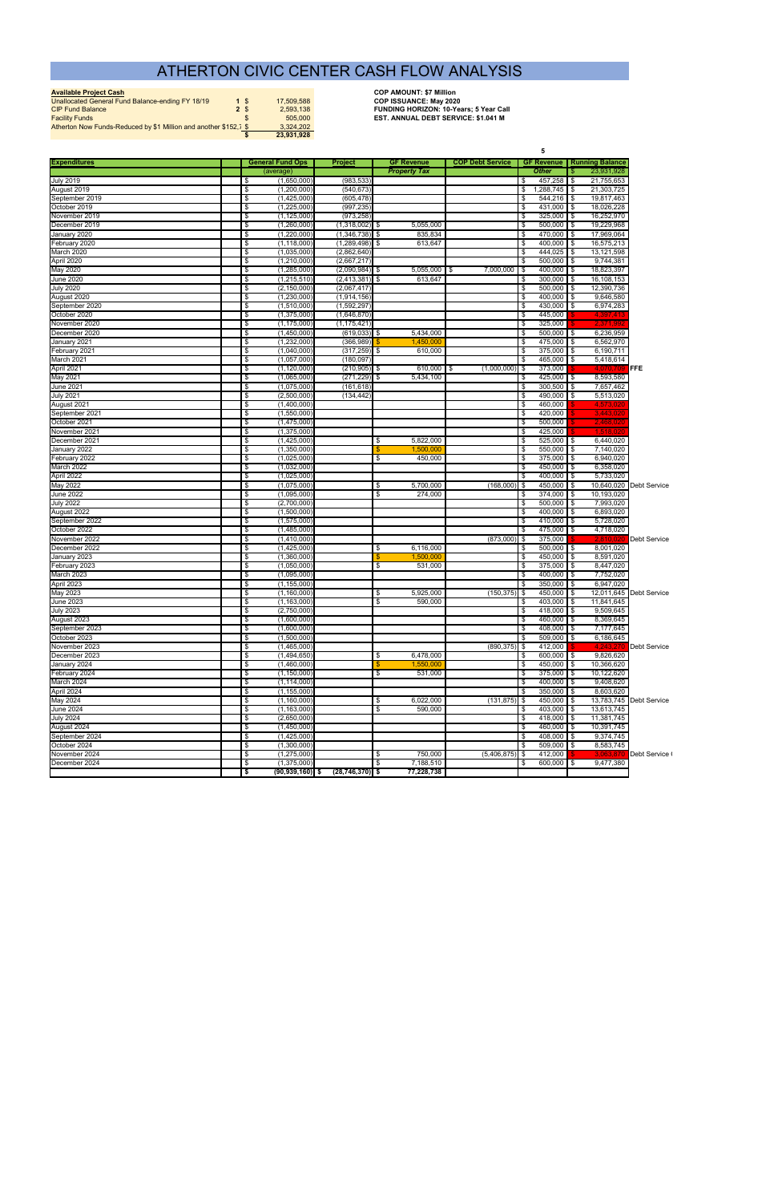# ATHERTON CIVIC CENTER CASH FLOW ANALYSIS

**Available Project Cash**

| | | | |
|---|---|---|---|
| Unallocated General Fund Balance-ending FY 18/19 | 1 | $ | 17,509,588 |
| CIP Fund Balance | 2 | $ | 2,593,138 |
| Facility Funds | | $ | 505,000 |
| Atherton Now Funds-Reduced by $1 Million and another $152,7 | | $ | 3,324,202 |
| | | **$** | **23,931,928** |

**COP AMOUNT: $7 Million**
**COP ISSUANCE: May 2020**
**FUNDING HORIZON: 10-Years; 5 Year Call**
**EST. ANNUAL DEBT SERVICE: $1.041 M**

| Expenditures | General Fund Ops (average) | Project | GF Revenue *Property Tax* | COP Debt Service | GF Revenue *Other* (5) | Running Balance | |
|---|---|---|---|---|---|---|---|
| | | | | | | $ 23,931,928 | |
| July 2019 | $ (1,650,000) | (983,533) | | | $ 457,258 | $ 21,755,653 | |
| August 2019 | $ (1,200,000) | (540,673) | | | $ 1,288,745 | $ 21,303,725 | |
| September 2019 | $ (1,425,000) | (605,478) | | | $ 544,216 | $ 19,817,463 | |
| October 2019 | $ (1,225,000) | (997,235) | | | $ 431,000 | $ 18,026,228 | |
| November 2019 | $ (1,125,000) | (973,258) | | | $ 325,000 | $ 16,252,970 | |
| December 2019 | $ (1,260,000) | (1,318,002) | $ 5,055,000 | | $ 500,000 | $ 19,229,968 | |
| January 2020 | $ (1,220,000) | (1,346,738) | $ 835,834 | | $ 470,000 | $ 17,969,064 | |
| February 2020 | $ (1,118,000) | (1,289,498) | $ 613,647 | | $ 400,000 | $ 16,575,213 | |
| March 2020 | $ (1,035,000) | (2,862,640) | | | $ 444,025 | $ 13,121,598 | |
| April 2020 | $ (1,210,000) | (2,667,217) | | | $ 500,000 | $ 9,744,381 | |
| May 2020 | $ (1,285,000) | (2,090,984) | $ 5,055,000 | $ 7,000,000 | $ 400,000 | $ 18,823,397 | |
| June 2020 | $ (1,215,510) | (2,413,381) | $ 613,647 | | $ 300,000 | $ 16,108,153 | |
| July 2020 | $ (2,150,000) | (2,067,417) | | | $ 500,000 | $ 12,390,736 | |
| August 2020 | $ (1,230,000) | (1,914,156) | | | $ 400,000 | $ 9,646,580 | |
| September 2020 | $ (1,510,000) | (1,592,297) | | | $ 430,000 | $ 6,974,283 | |
| October 2020 | $ (1,375,000) | (1,646,870) | | | $ 445,000 | $ 4,397,413 | |
| November 2020 | $ (1,175,000) | (1,175,421) | | | $ 325,000 | $ 2,371,992 | |
| December 2020 | $ (1,450,000) | (619,033) | $ 5,434,000 | | $ 500,000 | $ 6,236,959 | |
| January 2021 | $ (1,232,000) | (366,989) | $ 1,450,000 | | $ 475,000 | $ 6,562,970 | |
| February 2021 | $ (1,040,000) | (317,259) | $ 610,000 | | $ 375,000 | $ 6,190,711 | |
| March 2021 | $ (1,057,000) | (180,097) | | | $ 465,000 | $ 5,418,614 | |
| April 2021 | $ (1,120,000) | (210,905) | $ 610,000 | $ (1,000,000) | $ 373,000 | $ 4,070,709 | FFE |
| May 2021 | $ (1,065,000) | (271,229) | $ 5,434,100 | | $ 425,000 | $ 8,593,580 | |
| June 2021 | $ (1,075,000) | (161,618) | | | $ 300,500 | $ 7,657,462 | |
| July 2021 | $ (2,500,000) | (134,442) | | | $ 490,000 | $ 5,513,020 | |
| August 2021 | $ (1,400,000) | | | | $ 460,000 | $ 4,573,020 | |
| September 2021 | $ (1,550,000) | | | | $ 420,000 | $ 3,443,020 | |
| October 2021 | $ (1,475,000) | | | | $ 500,000 | $ 2,468,020 | |
| November 2021 | $ (1,375,000) | | | | $ 425,000 | $ 1,518,020 | |
| December 2021 | $ (1,425,000) | | $ 5,822,000 | | $ 525,000 | $ 6,440,020 | |
| January 2022 | $ (1,350,000) | | $ 1,500,000 | | $ 550,000 | $ 7,140,020 | |
| February 2022 | $ (1,025,000) | | $ 450,000 | | $ 375,000 | $ 6,940,020 | |
| March 2022 | $ (1,032,000) | | | | $ 450,000 | $ 6,358,020 | |
| April 2022 | $ (1,025,000) | | | | $ 400,000 | $ 5,733,020 | |
| May 2022 | $ (1,075,000) | | $ 5,700,000 | (168,000) | $ 450,000 | $ 10,640,020 | Debt Service |
| June 2022 | $ (1,095,000) | | $ 274,000 | | $ 374,000 | $ 10,193,020 | |
| July 2022 | $ (2,700,000) | | | | $ 500,000 | $ 7,993,020 | |
| August 2022 | $ (1,500,000) | | | | $ 400,000 | $ 6,893,020 | |
| September 2022 | $ (1,575,000) | | | | $ 410,000 | $ 5,728,020 | |
| October 2022 | $ (1,485,000) | | | | $ 475,000 | $ 4,718,020 | |
| November 2022 | $ (1,410,000) | | | (873,000) | $ 375,000 | $ 2,810,020 | Debt Service |
| December 2022 | $ (1,425,000) | | $ 6,116,000 | | $ 500,000 | $ 8,001,020 | |
| January 2023 | $ (1,360,000) | | $ 1,500,000 | | $ 450,000 | $ 8,591,020 | |
| February 2023 | $ (1,050,000) | | $ 531,000 | | $ 375,000 | $ 8,447,020 | |
| March 2023 | $ (1,095,000) | | | | $ 400,000 | $ 7,752,020 | |
| April 2023 | $ (1,155,000) | | | | $ 350,000 | $ 6,947,020 | |
| May 2023 | $ (1,160,000) | | $ 5,925,000 | (150,375) | $ 450,000 | $ 12,011,645 | Debt Service |
| June 2023 | $ (1,163,000) | | $ 590,000 | | $ 403,000 | $ 11,841,645 | |
| July 2023 | $ (2,750,000) | | | | $ 418,000 | $ 9,509,645 | |
| August 2023 | $ (1,600,000) | | | | $ 460,000 | $ 8,369,645 | |
| September 2023 | $ (1,600,000) | | | | $ 408,000 | $ 7,177,645 | |
| October 2023 | $ (1,500,000) | | | | $ 509,000 | $ 6,186,645 | |
| November 2023 | $ (1,465,000) | | | (890,375) | $ 412,000 | $ 4,243,270 | Debt Service |
| December 2023 | $ (1,494,650) | | $ 6,478,000 | | $ 600,000 | $ 9,826,620 | |
| January 2024 | $ (1,460,000) | | $ 1,550,000 | | $ 450,000 | $ 10,366,620 | |
| February 2024 | $ (1,150,000) | | $ 531,000 | | $ 375,000 | $ 10,122,620 | |
| March 2024 | $ (1,114,000) | | | | $ 400,000 | $ 9,408,620 | |
| April 2024 | $ (1,155,000) | | | | $ 350,000 | $ 8,603,620 | |
| May 2024 | $ (1,160,000) | | $ 6,022,000 | (131,875) | $ 450,000 | $ 13,783,745 | Debt Service |
| June 2024 | $ (1,163,000) | | $ 590,000 | | $ 403,000 | $ 13,613,745 | |
| July 2024 | $ (2,650,000) | | | | $ 418,000 | $ 11,381,745 | |
| August 2024 | $ (1,450,000) | | | | $ 460,000 | $ 10,391,745 | |
| September 2024 | $ (1,425,000) | | | | $ 408,000 | $ 9,374,745 | |
| October 2024 | $ (1,300,000) | | | | $ 509,000 | $ 8,583,745 | |
| November 2024 | $ (1,275,000) | | $ 750,000 | (5,406,875) | $ 412,000 | $ 3,063,870 | Debt Service ( |
| December 2024 | $ (1,375,000) | | $ 7,188,510 | | $ 600,000 | $ 9,477,380 | |
| | **$ (90,939,160)** | **$ (28,746,370)** | **$ 77,228,738** | | | | |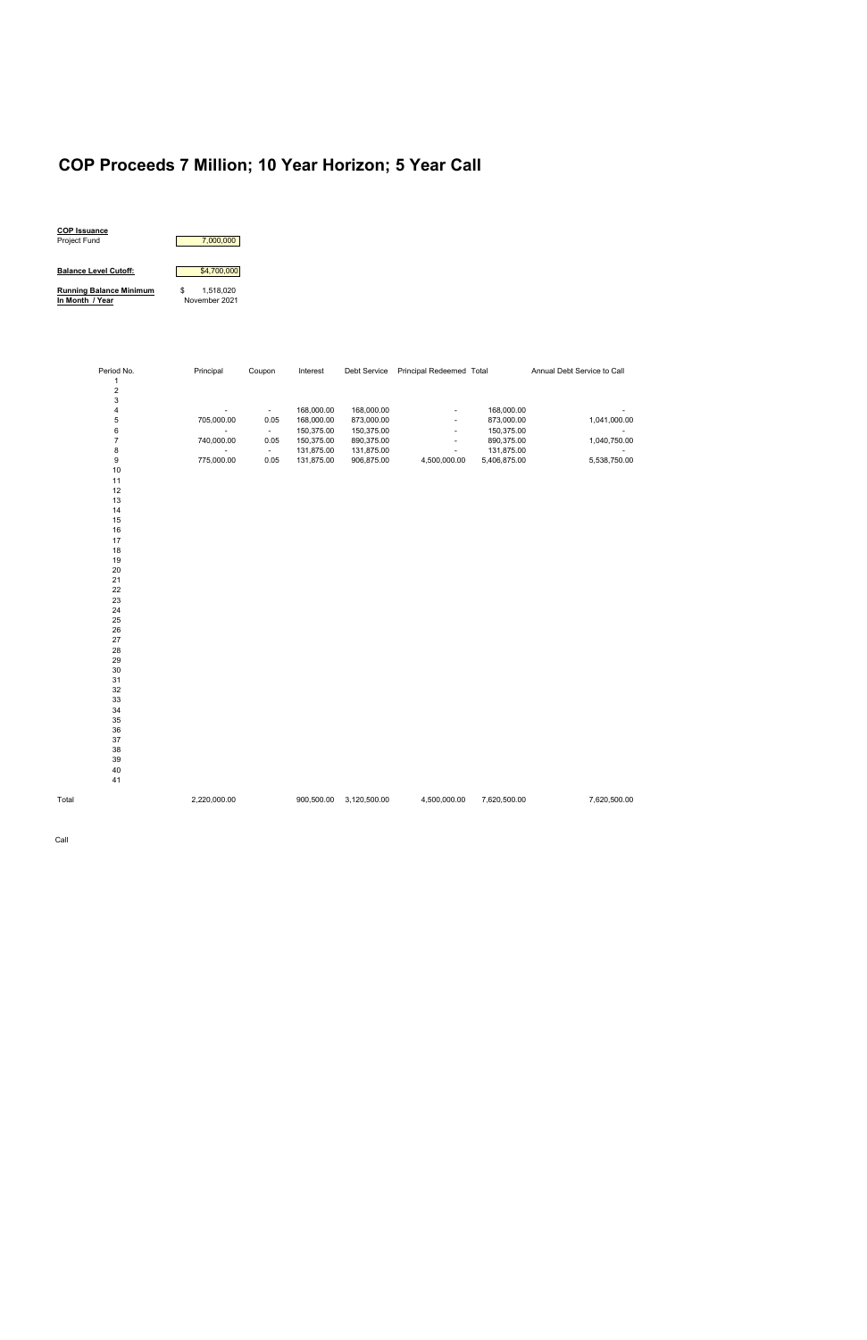# COP Proceeds 7 Million; 10 Year Horizon; 5 Year Call

**COP Issuance**
Project Fund 7,000,000

**Balance Level Cutoff:** $4,700,000

**Running Balance Minimum** $ 1,518,020
**In Month / Year** November 2021

| Period No. | Principal | Coupon | Interest | Debt Service | Principal Redeemed | Total | Annual Debt Service to Call |
|---|---|---|---|---|---|---|---|
| 1 | | | | | | | |
| 2 | | | | | | | |
| 3 | | | | | | | |
| 4 | - | - | 168,000.00 | 168,000.00 | - | 168,000.00 | - |
| 5 | 705,000.00 | 0.05 | 168,000.00 | 873,000.00 | - | 873,000.00 | 1,041,000.00 |
| 6 | - | - | 150,375.00 | 150,375.00 | - | 150,375.00 | - |
| 7 | 740,000.00 | 0.05 | 150,375.00 | 890,375.00 | - | 890,375.00 | 1,040,750.00 |
| 8 | - | - | 131,875.00 | 131,875.00 | - | 131,875.00 | - |
| 9 | 775,000.00 | 0.05 | 131,875.00 | 906,875.00 | 4,500,000.00 | 5,406,875.00 | 5,538,750.00 |
| 10 | | | | | | | |
| 11 | | | | | | | |
| 12 | | | | | | | |
| 13 | | | | | | | |
| 14 | | | | | | | |
| 15 | | | | | | | |
| 16 | | | | | | | |
| 17 | | | | | | | |
| 18 | | | | | | | |
| 19 | | | | | | | |
| 20 | | | | | | | |
| 21 | | | | | | | |
| 22 | | | | | | | |
| 23 | | | | | | | |
| 24 | | | | | | | |
| 25 | | | | | | | |
| 26 | | | | | | | |
| 27 | | | | | | | |
| 28 | | | | | | | |
| 29 | | | | | | | |
| 30 | | | | | | | |
| 31 | | | | | | | |
| 32 | | | | | | | |
| 33 | | | | | | | |
| 34 | | | | | | | |
| 35 | | | | | | | |
| 36 | | | | | | | |
| 37 | | | | | | | |
| 38 | | | | | | | |
| 39 | | | | | | | |
| 40 | | | | | | | |
| 41 | | | | | | | |
| Total | 2,220,000.00 | | 900,500.00 | 3,120,500.00 | 4,500,000.00 | 7,620,500.00 | 7,620,500.00 |

Call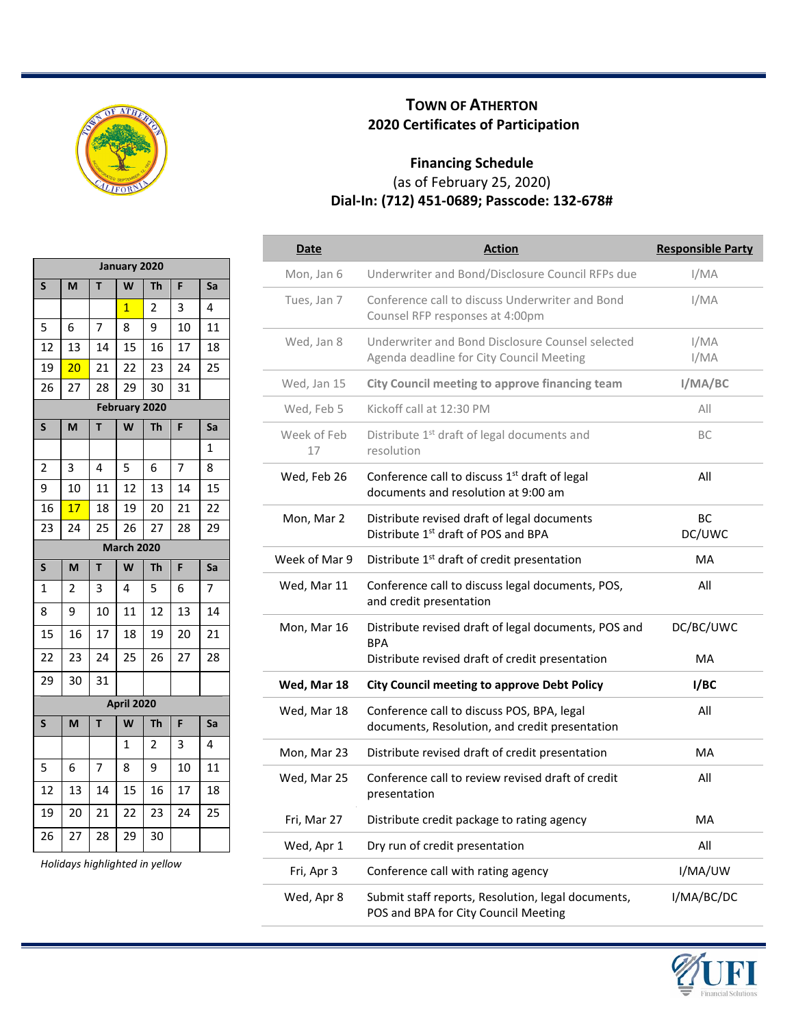## TOWN OF ATHERTON
## 2020 Certificates of Participation

### Financing Schedule
(as of February 25, 2020)

**Dial-In: (712) 451-0689; Passcode: 132-678#**

| January 2020 | | | | | | |
|---|---|---|---|---|---|---|
| S | M | T | W | Th | F | Sa |
| | | | 1 | 2 | 3 | 4 |
| 5 | 6 | 7 | 8 | 9 | 10 | 11 |
| 12 | 13 | 14 | 15 | 16 | 17 | 18 |
| 19 | 20 | 21 | 22 | 23 | 24 | 25 |
| 26 | 27 | 28 | 29 | 30 | 31 | |
| **February 2020** | | | | | | |
| S | M | T | W | Th | F | Sa |
| | | | | | | 1 |
| 2 | 3 | 4 | 5 | 6 | 7 | 8 |
| 9 | 10 | 11 | 12 | 13 | 14 | 15 |
| 16 | 17 | 18 | 19 | 20 | 21 | 22 |
| 23 | 24 | 25 | 26 | 27 | 28 | 29 |
| **March 2020** | | | | | | |
| S | M | T | W | Th | F | Sa |
| 1 | 2 | 3 | 4 | 5 | 6 | 7 |
| 8 | 9 | 10 | 11 | 12 | 13 | 14 |
| 15 | 16 | 17 | 18 | 19 | 20 | 21 |
| 22 | 23 | 24 | 25 | 26 | 27 | 28 |
| 29 | 30 | 31 | | | | |
| **April 2020** | | | | | | |
| S | M | T | W | Th | F | Sa |
| | | | 1 | 2 | 3 | 4 |
| 5 | 6 | 7 | 8 | 9 | 10 | 11 |
| 12 | 13 | 14 | 15 | 16 | 17 | 18 |
| 19 | 20 | 21 | 22 | 23 | 24 | 25 |
| 26 | 27 | 28 | 29 | 30 | | |

*Holidays highlighted in yellow*

| Date | Action | Responsible Party |
|---|---|---|
| Mon, Jan 6 | Underwriter and Bond/Disclosure Council RFPs due | I/MA |
| Tues, Jan 7 | Conference call to discuss Underwriter and Bond Counsel RFP responses at 4:00pm | I/MA |
| Wed, Jan 8 | Underwriter and Bond Disclosure Counsel selected<br>Agenda deadline for City Council Meeting | I/MA<br>I/MA |
| Wed, Jan 15 | **City Council meeting to approve financing team** | **I/MA/BC** |
| Wed, Feb 5 | Kickoff call at 12:30 PM | All |
| Week of Feb 17 | Distribute 1st draft of legal documents and resolution | BC |
| Wed, Feb 26 | Conference call to discuss 1st draft of legal documents and resolution at 9:00 am | All |
| Mon, Mar 2 | Distribute revised draft of legal documents<br>Distribute 1st draft of POS and BPA | BC<br>DC/UWC |
| Week of Mar 9 | Distribute 1st draft of credit presentation | MA |
| Wed, Mar 11 | Conference call to discuss legal documents, POS, and credit presentation | All |
| Mon, Mar 16 | Distribute revised draft of legal documents, POS and BPA<br>Distribute revised draft of credit presentation | DC/BC/UWC<br>MA |
| **Wed, Mar 18** | **City Council meeting to approve Debt Policy** | **I/BC** |
| Wed, Mar 18 | Conference call to discuss POS, BPA, legal documents, Resolution, and credit presentation | All |
| Mon, Mar 23 | Distribute revised draft of credit presentation | MA |
| Wed, Mar 25 | Conference call to review revised draft of credit presentation | All |
| Fri, Mar 27 | Distribute credit package to rating agency | MA |
| Wed, Apr 1 | Dry run of credit presentation | All |
| Fri, Apr 3 | Conference call with rating agency | I/MA/UW |
| Wed, Apr 8 | Submit staff reports, Resolution, legal documents, POS and BPA for City Council Meeting | I/MA/BC/DC |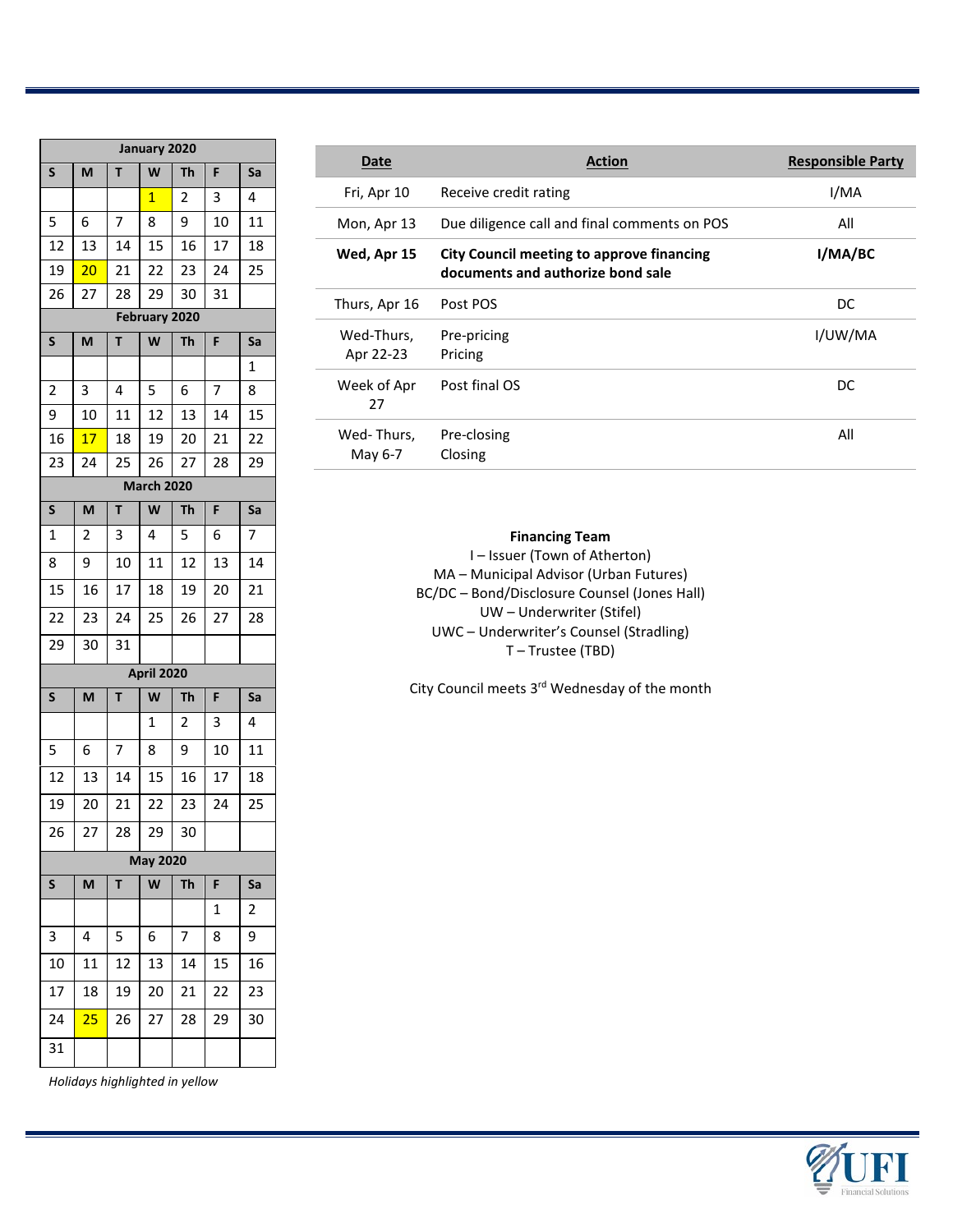| January 2020 | | | | | | |
|---|---|---|---|---|---|---|
| S | M | T | W | Th | F | Sa |
| | | | 1 | 2 | 3 | 4 |
| 5 | 6 | 7 | 8 | 9 | 10 | 11 |
| 12 | 13 | 14 | 15 | 16 | 17 | 18 |
| 19 | 20 | 21 | 22 | 23 | 24 | 25 |
| 26 | 27 | 28 | 29 | 30 | 31 | |

| February 2020 | | | | | | |
|---|---|---|---|---|---|---|
| S | M | T | W | Th | F | Sa |
| | | | | | | 1 |
| 2 | 3 | 4 | 5 | 6 | 7 | 8 |
| 9 | 10 | 11 | 12 | 13 | 14 | 15 |
| 16 | 17 | 18 | 19 | 20 | 21 | 22 |
| 23 | 24 | 25 | 26 | 27 | 28 | 29 |

| March 2020 | | | | | | |
|---|---|---|---|---|---|---|
| S | M | T | W | Th | F | Sa |
| 1 | 2 | 3 | 4 | 5 | 6 | 7 |
| 8 | 9 | 10 | 11 | 12 | 13 | 14 |
| 15 | 16 | 17 | 18 | 19 | 20 | 21 |
| 22 | 23 | 24 | 25 | 26 | 27 | 28 |
| 29 | 30 | 31 | | | | |

| April 2020 | | | | | | |
|---|---|---|---|---|---|---|
| S | M | T | W | Th | F | Sa |
| | | | 1 | 2 | 3 | 4 |
| 5 | 6 | 7 | 8 | 9 | 10 | 11 |
| 12 | 13 | 14 | 15 | 16 | 17 | 18 |
| 19 | 20 | 21 | 22 | 23 | 24 | 25 |
| 26 | 27 | 28 | 29 | 30 | | |

| May 2020 | | | | | | |
|---|---|---|---|---|---|---|
| S | M | T | W | Th | F | Sa |
| | | | | | 1 | 2 |
| 3 | 4 | 5 | 6 | 7 | 8 | 9 |
| 10 | 11 | 12 | 13 | 14 | 15 | 16 |
| 17 | 18 | 19 | 20 | 21 | 22 | 23 |
| 24 | 25 | 26 | 27 | 28 | 29 | 30 |
| 31 | | | | | | |

*Holidays highlighted in yellow*

| Date | Action | Responsible Party |
|---|---|---|
| Fri, Apr 10 | Receive credit rating | I/MA |
| Mon, Apr 13 | Due diligence call and final comments on POS | All |
| **Wed, Apr 15** | **City Council meeting to approve financing documents and authorize bond sale** | **I/MA/BC** |
| Thurs, Apr 16 | Post POS | DC |
| Wed-Thurs, Apr 22-23 | Pre-pricing<br>Pricing | I/UW/MA |
| Week of Apr 27 | Post final OS | DC |
| Wed- Thurs, May 6-7 | Pre-closing<br>Closing | All |

**Financing Team**

I – Issuer (Town of Atherton)
MA – Municipal Advisor (Urban Futures)
BC/DC – Bond/Disclosure Counsel (Jones Hall)
UW – Underwriter (Stifel)
UWC – Underwriter's Counsel (Stradling)
T – Trustee (TBD)

City Council meets 3rd Wednesday of the month